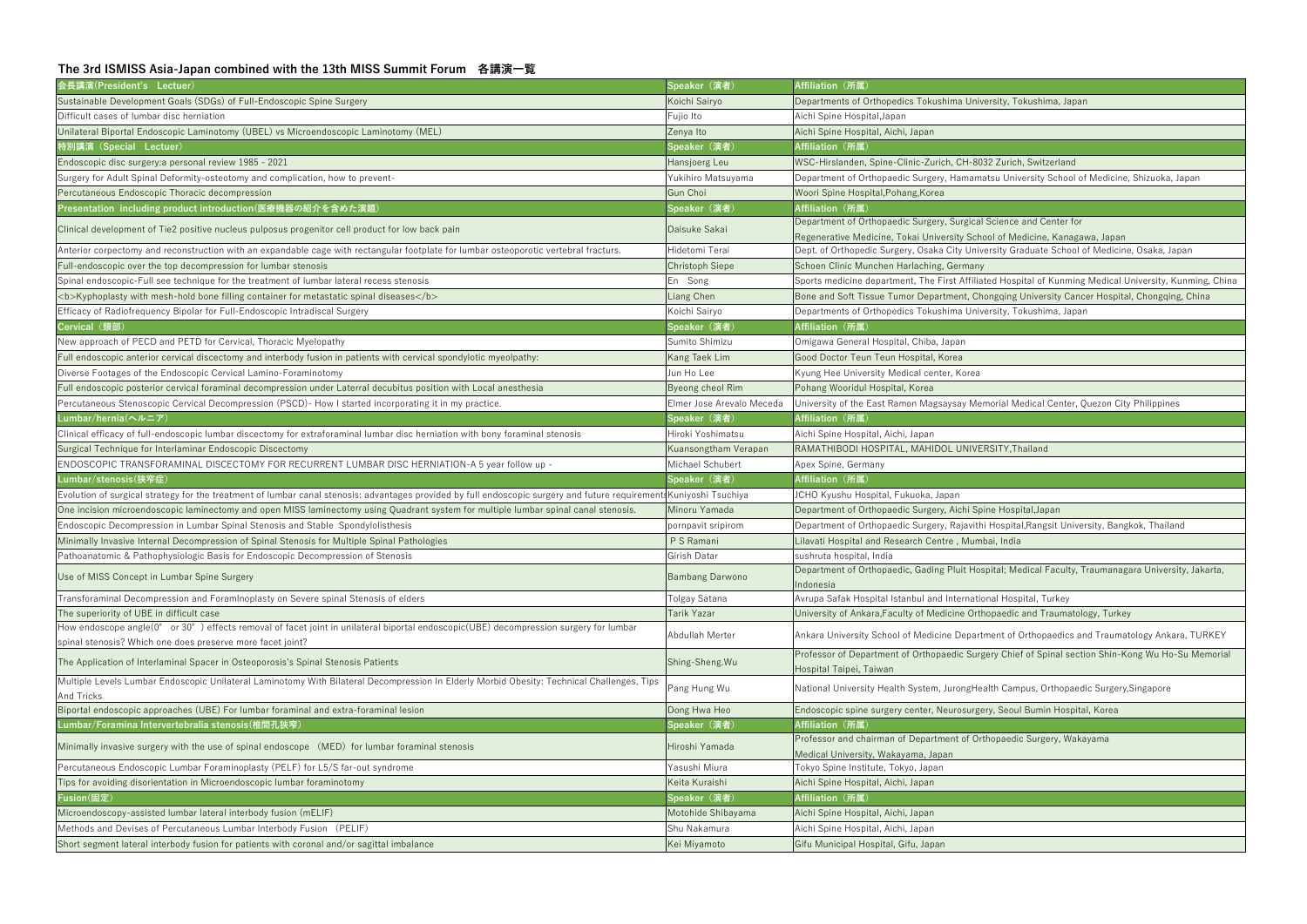# The 3rd ISMISS Asia-Japan combined with the 13th MISS Summit Forum　各講演一覧

| 会長講演(President's　Lectuer) | Speaker（演者） | Affiliation（所属） |
|---|---|---|
| Sustainable Development Goals (SDGs) of Full-Endoscopic Spine Surgery | Koichi Sairyo | Departments of Orthopedics Tokushima University, Tokushima, Japan |
| Difficult cases of lumbar disc herniation | Fujio Ito | Aichi Spine Hospital,Japan |
| Unilateral Biportal Endoscopic Laminotomy (UBEL) vs Microendoscopic Laminotomy (MEL) | Zenya Ito | Aichi Spine Hospital, Aichi, Japan |
| **特別講演（Special　Lectuer）** | **Speaker（演者）** | **Affiliation（所属）** |
| Endoscopic disc surgery:a personal review 1985 - 2021 | Hansjoerg Leu | WSC-Hirslanden, Spine-Clinic-Zurich, CH-8032 Zurich, Switzerland |
| Surgery for Adult Spinal Deformity-osteotomy and complication, how to prevent- | Yukihiro Matsuyama | Department of Orthopaedic Surgery, Hamamatsu University School of Medicine, Shizuoka, Japan |
| Percutaneous Endoscopic Thoracic decompression | Gun Choi | Woori Spine Hospital,Pohang,Korea |
| **Presentation including product introduction(医療機器の紹介を含めた演題)** | **Speaker（演者）** | **Affiliation（所属）** |
| Clinical development of Tie2 positive nucleus pulposus progenitor cell product for low back pain | Daisuke Sakai | Department of Orthopaedic Surgery, Surgical Science and Center for Regenerative Medicine, Tokai University School of Medicine, Kanagawa, Japan |
| Anterior corpectomy and reconstruction with an expandable cage with rectangular footplate for lumbar osteoporotic vertebral fractures. | Hidetomi Terai | Dept. of Orthopedic Surgery, Osaka City University Graduate School of Medicine, Osaka, Japan |
| Full-endoscopic over the top decompression for lumbar stenosis | Christoph Siepe | Schoen Clinic Munchen Harlaching, Germany |
| Spinal endoscopic-Full see technique for the treatment of lumbar lateral recess stenosis | En　Song | Sports medicine department, The First Affiliated Hospital of Kunming Medical University, Kunming, China |
| <b>Kyphoplasty with mesh-hold bone filling container for metastatic spinal diseases</b> | Liang Chen | Bone and Soft Tissue Tumor Department, Chongqing University Cancer Hospital, Chongqing, China |
| Efficacy of Radiofrequency Bipolar for Full-Endoscopic Intradiscal Surgery | Koichi Sairyo | Departments of Orthopedics Tokushima University, Tokushima, Japan |
| **Cervical（頚部）** | **Speaker（演者）** | **Affiliation（所属）** |
| New approach of PECD and PETD for Cervical, Thoracic Myelopathy | Sumito Shimizu | Omigawa General Hospital, Chiba, Japan |
| Full endoscopic anterior cervical discectomy and interbody fusion in patients with cervical spondylotic myeolpathy: | Kang Taek Lim | Good Doctor Teun Teun Hospital, Korea |
| Diverse Footages of the Endoscopic Cervical Lamino-Foraminotomy | Jun Ho Lee | Kyung Hee University Medical center, Korea |
| Full endoscopic posterior cervical foraminal decompression under Laterral decubitus position with Local anesthesia | Byeong cheol Rim | Pohang Wooridul Hospital, Korea |
| Percutaneous Stenoscopic Cervical Decompression (PSCD)- How I started incorporating it in my practice. | Elmer Jose Arevalo Meceda | University of the East Ramon Magsaysay Memorial Medical Center, Quezon City Philippines |
| **Lumbar/hernia(ヘルニア)** | **Speaker（演者）** | **Affiliation（所属）** |
| Clinical efficacy of full-endoscopic lumbar discectomy for extraforaminal lumbar disc herniation with bony foraminal stenosis | Hiroki Yoshimatsu | Aichi Spine Hospital, Aichi, Japan |
| Surgical Technique for Interlaminar Endoscopic Discectomy | Kuansongtham Verapan | RAMATHIBODI HOSPITAL, MAHIDOL UNIVERSITY,Thailand |
| ENDOSCOPIC TRANSFORAMINAL DISCECTOMY FOR RECURRENT LUMBAR DISC HERNIATION-A 5 year follow up - | Michael Schubert | Apex Spine, Germany |
| **Lumbar/stenosis(狭窄症)** | **Speaker（演者）** | **Affiliation（所属）** |
| Evolution of surgical strategy for the treatment of lumbar canal stenosis: advantages provided by full endoscopic surgery and future requirements | Kuniyoshi Tsuchiya | JCHO Kyushu Hospital, Fukuoka, Japan |
| One incision microendoscopic laminectomy and open MISS laminectomy using Quadrant system for multiple lumbar spinal canal stenosis. | Minoru Yamada | Department of Orthopaedic Surgery, Aichi Spine Hospital,Japan |
| Endoscopic Decompression in Lumbar Spinal Stenosis and Stable　Spondylolisthesis | pornpavit sripirom | Department of Orthopaedic Surgery, Rajavithi Hospital,Rangsit University, Bangkok, Thailand |
| Minimally Invasive Internal Decompression of Spinal Stenosis for Multiple Spinal Pathologies | P S Ramani | Lilavati Hospital and Research Centre , Mumbai, India |
| Pathoanatomic & Pathophysiologic Basis for Endoscopic Decompression of Stenosis | Girish Datar | sushruta hospital, India |
| Use of MISS Concept in Lumbar Spine Surgery | Bambang Darwono | Department of Orthopaedic, Gading Pluit Hospital; Medical Faculty, Traumanagara University, Jakarta, Indonesia |
| Transforaminal Decompression and Foramlnoplasty on Severe spinal Stenosis of elders | Tolgay Satana | Avrupa Safak Hospital Istanbul and International Hospital, Turkey |
| The superiority of UBE in difficult case | Tarik Yazar | University of Ankara,Faculty of Medicine Orthopaedic and Traumatology, Turkey |
| How endoscope angle(0°　or 30°) effects removal of facet joint in unilateral biportal endoscopic(UBE) decompression surgery for lumbar spinal stenosis? Which one does preserve more facet joint? | Abdullah Merter | Ankara University School of Medicine Department of Orthopaedics and Traumatology Ankara, TURKEY |
| The Application of Interlaminal Spacer in Osteoporosis's Spinal Stenosis Patients | Shing-Sheng.Wu | Professor of Department of Orthopaedic Surgery Chief of Spinal section Shin-Kong Wu Ho-Su Memorial Hospital Taipei, Taiwan |
| Multiple Levels Lumbar Endoscopic Unilateral Laminotomy With Bilateral Decompression In Elderly Morbid Obesity: Technical Challenges, Tips And Tricks | Pang Hung Wu | National University Health System, JurongHealth Campus, Orthopaedic Surgery,Singapore |
| Biportal endoscopic approaches (UBE) For lumbar foraminal and extra-foraminal lesion | Dong Hwa Heo | Endoscopic spine surgery center, Neurosurgery, Seoul Bumin Hospital, Korea |
| **Lumbar/Foramina Intervertebralia stenosis(椎間孔狭窄)** | **Speaker（演者）** | **Affiliation（所属）** |
| Minimally invasive surgery with the use of spinal endoscope （MED）for lumbar foraminal stenosis | Hiroshi Yamada | Professor and chairman of Department of Orthopaedic Surgery, Wakayama Medical University, Wakayama, Japan |
| Percutaneous Endoscopic Lumbar Foraminoplasty (PELF) for L5/S far-out syndrome | Yasushi Miura | Tokyo Spine Institute, Tokyo, Japan |
| Tips for avoiding disorientation in Microendoscopic lumbar foraminotomy | Keita Kuraishi | Aichi Spine Hospital, Aichi, Japan |
| **Fusion(固定)** | **Speaker（演者）** | **Affiliation（所属）** |
| Microendoscopy-assisted lumbar lateral interbody fusion (mELIF) | Motohide Shibayama | Aichi Spine Hospital, Aichi, Japan |
| Methods and Devises of Percutaneous Lumbar Interbody Fusion （PELIF) | Shu Nakamura | Aichi Spine Hospital, Aichi, Japan |
| Short segment lateral interbody fusion for patients with coronal and/or sagittal imbalance | Kei Miyamoto | Gifu Municipal Hospital, Gifu, Japan |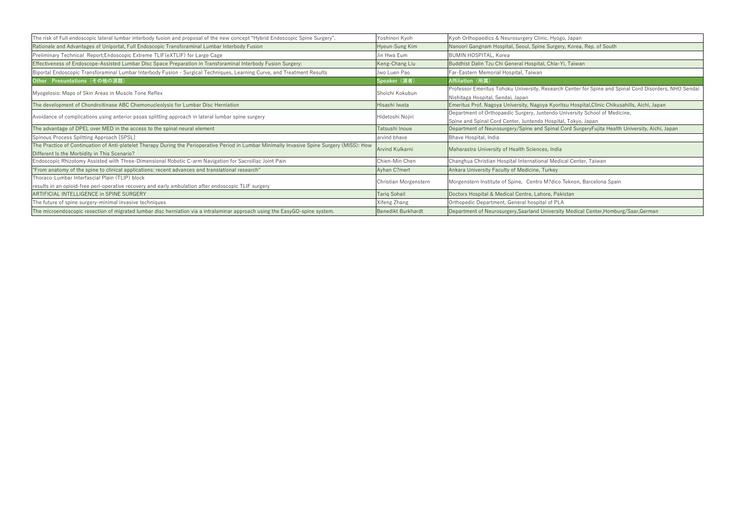| | | |
|---|---|---|
| The risk of Full endoscopic lateral lumbar interbody fusion and proposal of the new concept "Hybrid Endoscopic Spine Surgery". | Yoshinori Kyoh | Kyoh Orthopaedics & Neurosurgery Clinic, Hyogo, Japan |
| Rationale and Advantages of Uniportal, Full Endoscopic Transforaminal Lumbar Interbody Fusion | Hyeun-Sung Kim | Nanoori Gangnam Hospital, Seoul, Spine Surgery, Korea, Rep. of South |
| Preliminary Technical Report;Endoscopic Extreme TLIF(eXTLIF) for Large Cage | Jin Hwa Eum | BUMIN HOSPITAL, Korea |
| Effectiveness of Endoscope-Assisted Lumbar Disc Space Preparation in Transforaminal Interbody Fusion Surgery: | Keng-Chang Liu | Buddhist Dalin Tzu Chi General Hospital, Chia-Yi, Taiwan |
| Biportal Endoscopic Transforaminal Lumbar Interbody Fusion - Surgical Techniques, Learning Curve, and Treatment Results | Jwo Luen Pao | Far-Eastern Memorial Hospital, Taiwan |
| **Other Presuntations（その他の演題）** | **Speaker（演者）** | **Affiliation（所属）** |
| Myogelosis: Maps of Skin Areas in Muscle Tone Reflex | Shoichi Kokubun | Professor Emeritus Tohoku University, Research Center for Spine and Spinal Cord Disorders, NHO Sendai Nishitaga Hospital, Sendai, Japan |
| The development of Chondroitinase ABC Chemonucleolysis for Lumbar Disc Herniation | Hisashi Iwata | Emeritus Prof. Nagoya University, Nagoya Kyoritsu Hospital,Clinic Chikusahills, Aichi, Japan |
| Avoidance of complications using anterior psoas splitting approach in lateral lumbar spine surgery | Hidetoshi Nojiri | Department of Orthopaedic Surgery, Juntendo University School of Medicine, Spine and Spinal Cord Center, Juntendo Hospital, Tokyo, Japan |
| The advantage of DPEL over MED in the access to the spinal neural element | Tatsushi Inoue | Department of Neurosurgery/Spine and Spinal Cord SurgeryFujita Health University, Aichi, Japan |
| Spinous Process Splitting Approach [SPSL] | arvind bhave | Bhave Hospital, India |
| The Practice of Continuation of Anti-platelet Therapy During the Perioperative Period in Lumbar Minimally Invasive Spine Surgery (MISS): How Different Is the Morbidity in This Scenario? | Arvind Kulkarni | Maharastra University of Health Sciences, India |
| Endoscopic Rhizotomy Assisted with Three-Dimensional Robotic C-arm Navigation for Sacroiliac Joint Pain | Chien-Min Chen | Changhua Christian Hospital International Medical Center, Taiwan |
| "From anatomy of the spine to clinical applications: recent advances and translational research" | Ayhan C?mert | Ankara University Faculty of Medicine, Turkey |
| Thoraco-Lumbar Interfascial Plain (TLIP) block results in an opioid-free peri-operative recovery and early ambulation after endoscopic TLIF surgery | Christian Morgenstern | Morgenstern Institute of Spine, Centro M?dico Teknon, Barcelona Spain |
| ARTIFICIAL INTELLIGENCE in SPINE SURGERY | Tariq Sohail | Doctors Hospital & Medical Centre, Lahore, Pakistan |
| The future of spine surgery-minimal invasive techniques | Xifeng Zhang | Orthopedic Department, General hospital of PLA |
| The microendoscopic resection of migrated lumbar disc herniation via a intralaminar approach using the EasyGO-spine system. | Benedikt Burkhardt | Department of Neurosurgery,Saarland University Medical Center,Homburg/Saar,German |